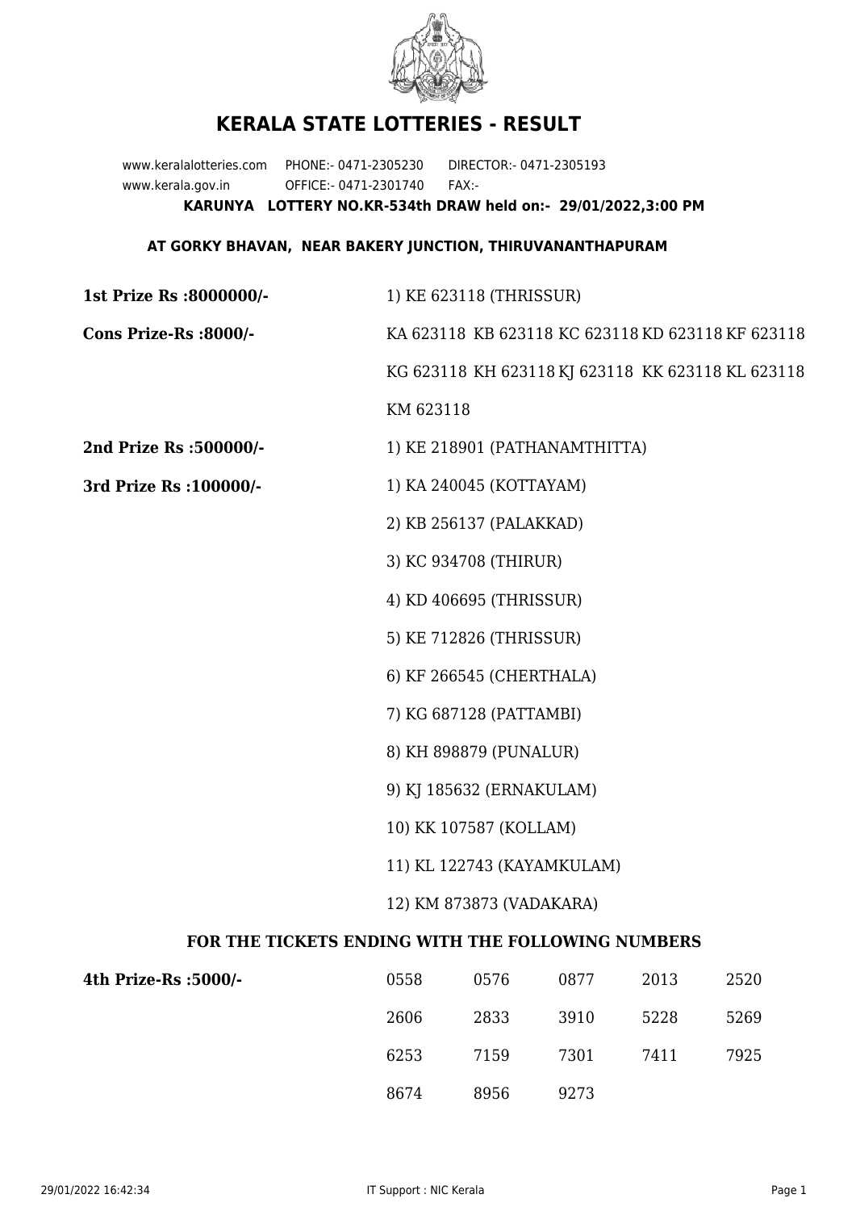# KERALA STATE LOTTERIES - RESULT

www.keralalotteries.com PHONE:- 0471-2305230 DIRECTOR:- 0471-2305193
www.kerala.gov.in OFFICE:- 0471-2301740 FAX:-

**KARUNYA LOTTERY NO.KR-534th DRAW held on:- 29/01/2022,3:00 PM**

**AT GORKY BHAVAN, NEAR BAKERY JUNCTION, THIRUVANANTHAPURAM**

**1st Prize Rs :8000000/-** 1) KE 623118 (THRISSUR)

**Cons Prize-Rs :8000/-** KA 623118 KB 623118 KC 623118 KD 623118 KF 623118 KG 623118 KH 623118 KJ 623118 KK 623118 KL 623118 KM 623118

**2nd Prize Rs :500000/-** 1) KE 218901 (PATHANAMTHITTA)

**3rd Prize Rs :100000/-**

1) KA 240045 (KOTTAYAM)
2) KB 256137 (PALAKKAD)
3) KC 934708 (THIRUR)
4) KD 406695 (THRISSUR)
5) KE 712826 (THRISSUR)
6) KF 266545 (CHERTHALA)
7) KG 687128 (PATTAMBI)
8) KH 898879 (PUNALUR)
9) KJ 185632 (ERNAKULAM)
10) KK 107587 (KOLLAM)
11) KL 122743 (KAYAMKULAM)
12) KM 873873 (VADAKARA)

**FOR THE TICKETS ENDING WITH THE FOLLOWING NUMBERS**

**4th Prize-Rs :5000/-**

| | | | | |
|---|---|---|---|---|
| 0558 | 0576 | 0877 | 2013 | 2520 |
| 2606 | 2833 | 3910 | 5228 | 5269 |
| 6253 | 7159 | 7301 | 7411 | 7925 |
| 8674 | 8956 | 9273 | | |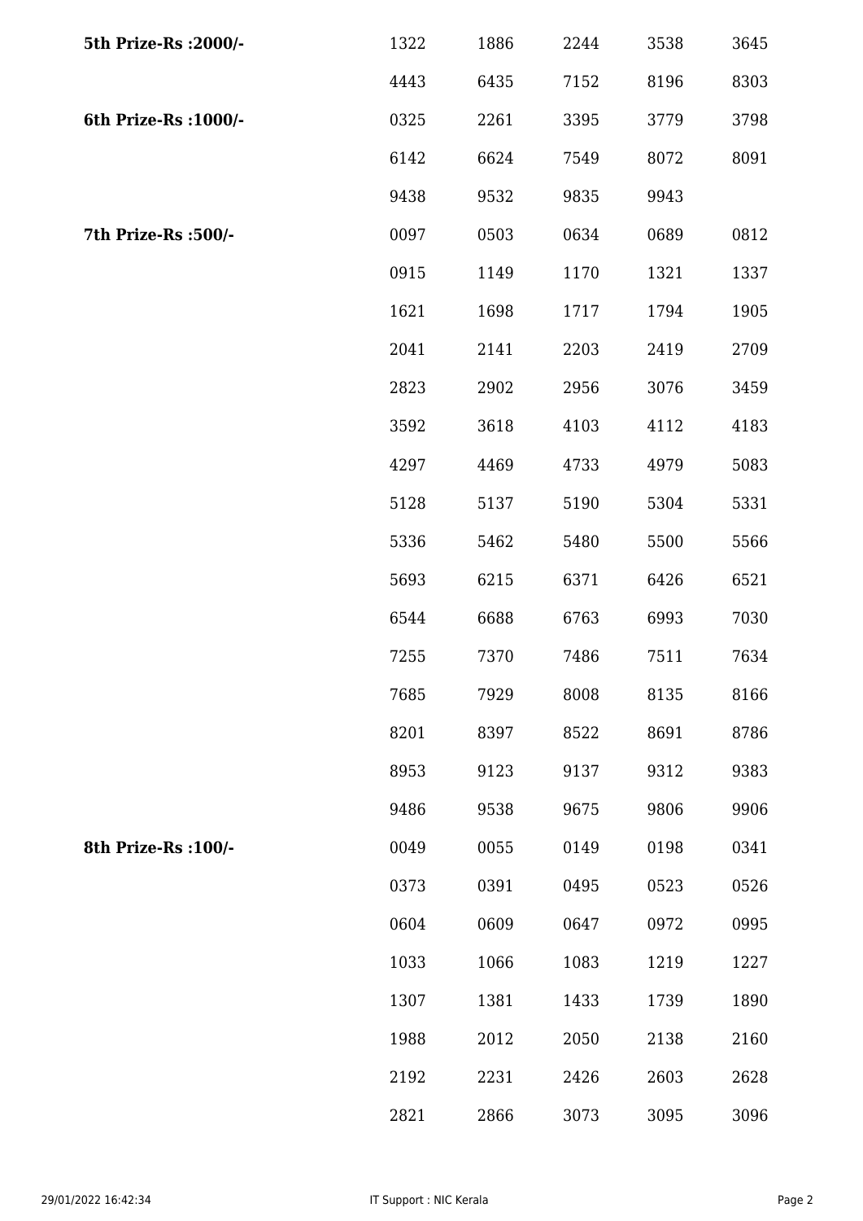| | | | | | |
|---|---|---|---|---|---|
| **5th Prize-Rs :2000/-** | 1322 | 1886 | 2244 | 3538 | 3645 |
| | 4443 | 6435 | 7152 | 8196 | 8303 |
| **6th Prize-Rs :1000/-** | 0325 | 2261 | 3395 | 3779 | 3798 |
| | 6142 | 6624 | 7549 | 8072 | 8091 |
| | 9438 | 9532 | 9835 | 9943 | |
| **7th Prize-Rs :500/-** | 0097 | 0503 | 0634 | 0689 | 0812 |
| | 0915 | 1149 | 1170 | 1321 | 1337 |
| | 1621 | 1698 | 1717 | 1794 | 1905 |
| | 2041 | 2141 | 2203 | 2419 | 2709 |
| | 2823 | 2902 | 2956 | 3076 | 3459 |
| | 3592 | 3618 | 4103 | 4112 | 4183 |
| | 4297 | 4469 | 4733 | 4979 | 5083 |
| | 5128 | 5137 | 5190 | 5304 | 5331 |
| | 5336 | 5462 | 5480 | 5500 | 5566 |
| | 5693 | 6215 | 6371 | 6426 | 6521 |
| | 6544 | 6688 | 6763 | 6993 | 7030 |
| | 7255 | 7370 | 7486 | 7511 | 7634 |
| | 7685 | 7929 | 8008 | 8135 | 8166 |
| | 8201 | 8397 | 8522 | 8691 | 8786 |
| | 8953 | 9123 | 9137 | 9312 | 9383 |
| | 9486 | 9538 | 9675 | 9806 | 9906 |
| **8th Prize-Rs :100/-** | 0049 | 0055 | 0149 | 0198 | 0341 |
| | 0373 | 0391 | 0495 | 0523 | 0526 |
| | 0604 | 0609 | 0647 | 0972 | 0995 |
| | 1033 | 1066 | 1083 | 1219 | 1227 |
| | 1307 | 1381 | 1433 | 1739 | 1890 |
| | 1988 | 2012 | 2050 | 2138 | 2160 |
| | 2192 | 2231 | 2426 | 2603 | 2628 |
| | 2821 | 2866 | 3073 | 3095 | 3096 |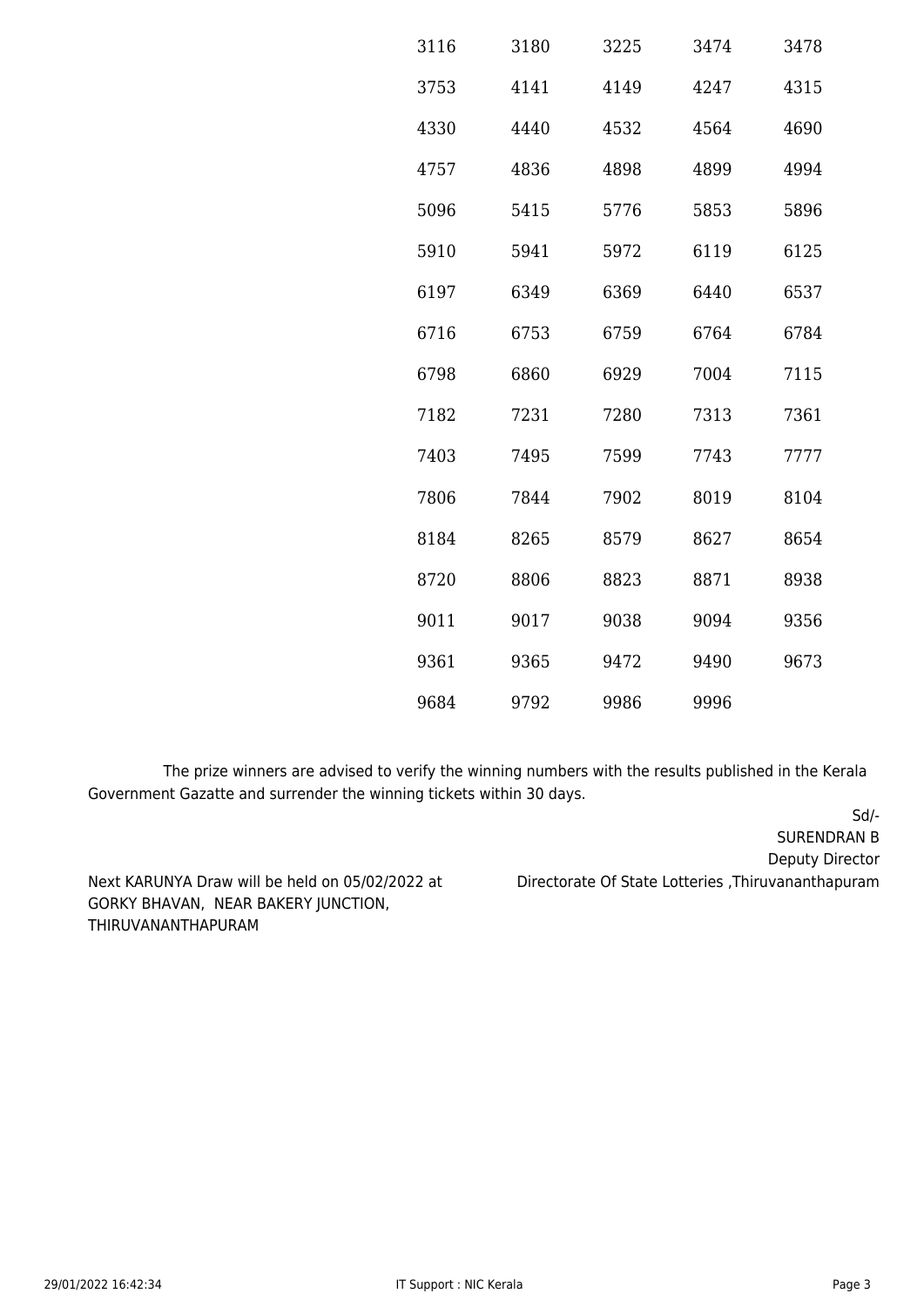| | | | | |
|---|---|---|---|---|
| 3116 | 3180 | 3225 | 3474 | 3478 |
| 3753 | 4141 | 4149 | 4247 | 4315 |
| 4330 | 4440 | 4532 | 4564 | 4690 |
| 4757 | 4836 | 4898 | 4899 | 4994 |
| 5096 | 5415 | 5776 | 5853 | 5896 |
| 5910 | 5941 | 5972 | 6119 | 6125 |
| 6197 | 6349 | 6369 | 6440 | 6537 |
| 6716 | 6753 | 6759 | 6764 | 6784 |
| 6798 | 6860 | 6929 | 7004 | 7115 |
| 7182 | 7231 | 7280 | 7313 | 7361 |
| 7403 | 7495 | 7599 | 7743 | 7777 |
| 7806 | 7844 | 7902 | 8019 | 8104 |
| 8184 | 8265 | 8579 | 8627 | 8654 |
| 8720 | 8806 | 8823 | 8871 | 8938 |
| 9011 | 9017 | 9038 | 9094 | 9356 |
| 9361 | 9365 | 9472 | 9490 | 9673 |
| 9684 | 9792 | 9986 | 9996 | |

The prize winners are advised to verify the winning numbers with the results published in the Kerala Government Gazatte and surrender the winning tickets within 30 days.

Sd/-
SURENDRAN B
Deputy Director
Directorate Of State Lotteries ,Thiruvananthapuram

Next KARUNYA Draw will be held on 05/02/2022 at GORKY BHAVAN, NEAR BAKERY JUNCTION, THIRUVANANTHAPURAM